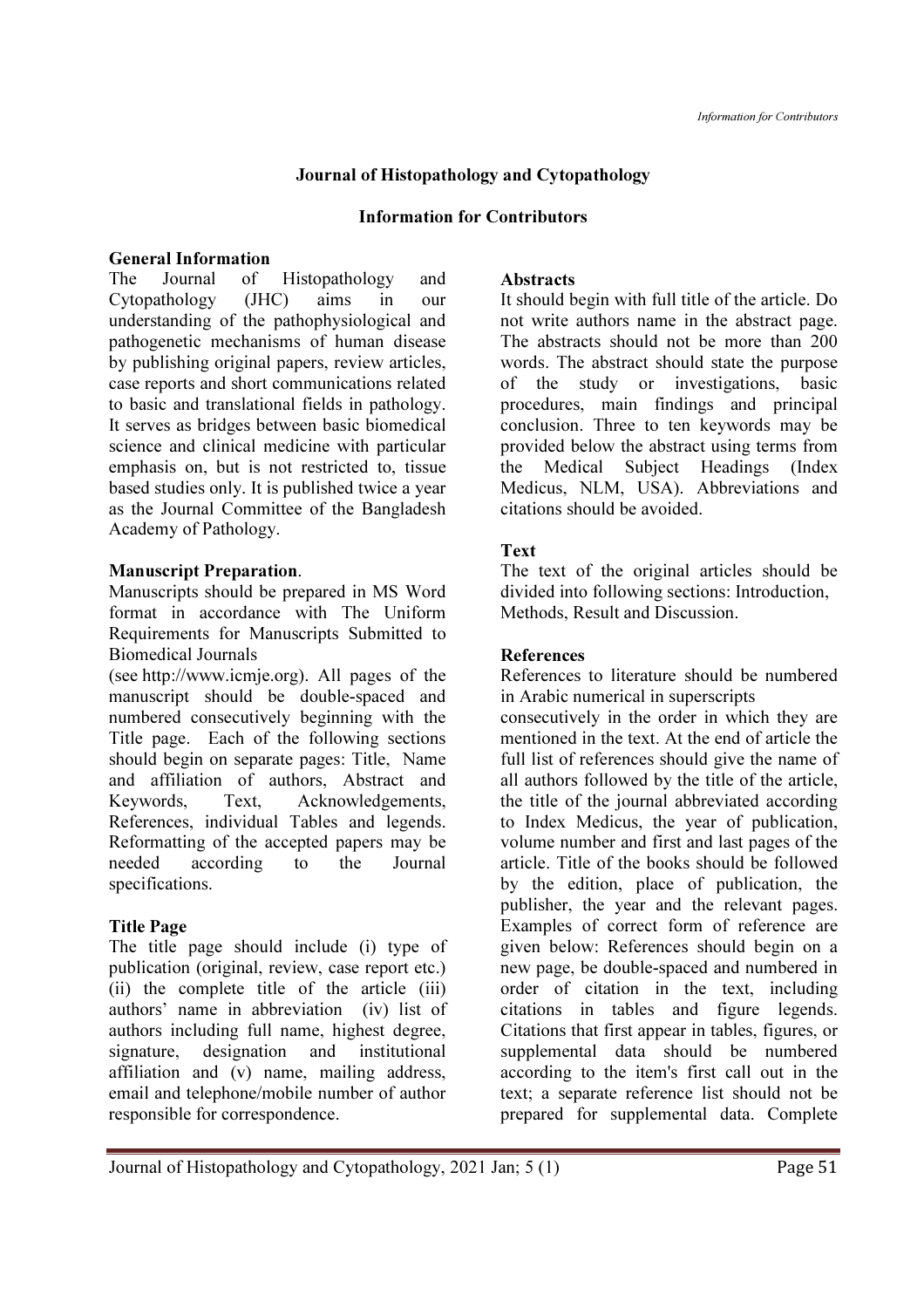# Journal of Histopathology and Cytopathology

## Information for Contributors

### General Information

The Journal of Histopathology and Cytopathology (JHC) aims in our understanding of the pathophysiological and pathogenetic mechanisms of human disease by publishing original papers, review articles, case reports and short communications related to basic and translational fields in pathology. It serves as bridges between basic biomedical science and clinical medicine with particular emphasis on, but is not restricted to, tissue based studies only. It is published twice a year as the Journal Committee of the Bangladesh Academy of Pathology.

### Manuscript Preparation.

Manuscripts should be prepared in MS Word format in accordance with The Uniform Requirements for Manuscripts Submitted to Biomedical Journals (see http://www.icmje.org). All pages of the manuscript should be double-spaced and numbered consecutively beginning with the Title page. Each of the following sections should begin on separate pages: Title, Name and affiliation of authors, Abstract and Keywords, Text, Acknowledgements, References, individual Tables and legends. Reformatting of the accepted papers may be needed according to the Journal specifications.

### Title Page

The title page should include (i) type of publication (original, review, case report etc.) (ii) the complete title of the article (iii) authors' name in abbreviation (iv) list of authors including full name, highest degree, signature, designation and institutional affiliation and (v) name, mailing address, email and telephone/mobile number of author responsible for correspondence.

### Abstracts

It should begin with full title of the article. Do not write authors name in the abstract page. The abstracts should not be more than 200 words. The abstract should state the purpose of the study or investigations, basic procedures, main findings and principal conclusion. Three to ten keywords may be provided below the abstract using terms from the Medical Subject Headings (Index Medicus, NLM, USA). Abbreviations and citations should be avoided.

### Text

The text of the original articles should be divided into following sections: Introduction, Methods, Result and Discussion.

### References

References to literature should be numbered in Arabic numerical in superscripts consecutively in the order in which they are mentioned in the text. At the end of article the full list of references should give the name of all authors followed by the title of the article, the title of the journal abbreviated according to Index Medicus, the year of publication, volume number and first and last pages of the article. Title of the books should be followed by the edition, place of publication, the publisher, the year and the relevant pages. Examples of correct form of reference are given below: References should begin on a new page, be double-spaced and numbered in order of citation in the text, including citations in tables and figure legends. Citations that first appear in tables, figures, or supplemental data should be numbered according to the item's first call out in the text; a separate reference list should not be prepared for supplemental data. Complete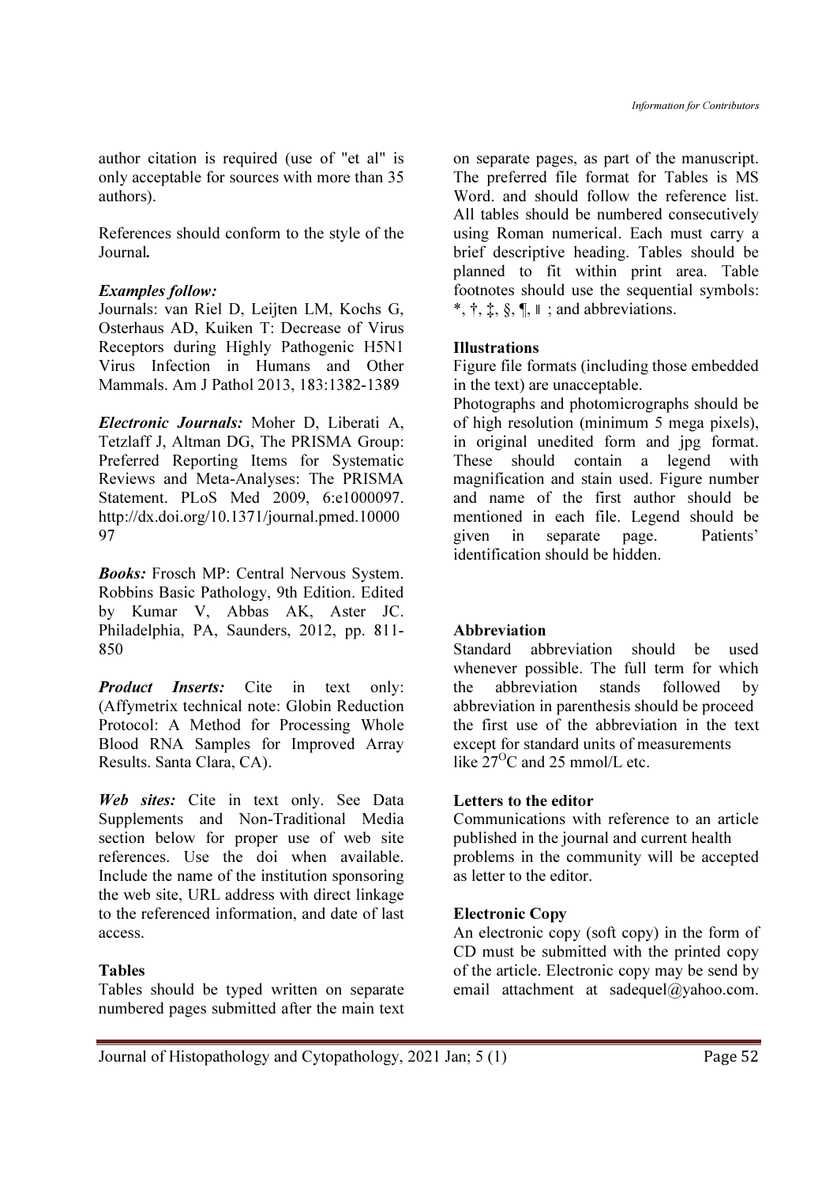author citation is required (use of "et al" is only acceptable for sources with more than 35 authors).

References should conform to the style of the Journal**.**

***Examples follow:***

Journals: van Riel D, Leijten LM, Kochs G, Osterhaus AD, Kuiken T: Decrease of Virus Receptors during Highly Pathogenic H5N1 Virus Infection in Humans and Other Mammals. Am J Pathol 2013, 183:1382-1389

***Electronic Journals:*** Moher D, Liberati A, Tetzlaff J, Altman DG, The PRISMA Group: Preferred Reporting Items for Systematic Reviews and Meta-Analyses: The PRISMA Statement. PLoS Med 2009, 6:e1000097. http://dx.doi.org/10.1371/journal.pmed.1000097

***Books:*** Frosch MP: Central Nervous System. Robbins Basic Pathology, 9th Edition. Edited by Kumar V, Abbas AK, Aster JC. Philadelphia, PA, Saunders, 2012, pp. 811-850

***Product Inserts:*** Cite in text only: (Affymetrix technical note: Globin Reduction Protocol: A Method for Processing Whole Blood RNA Samples for Improved Array Results. Santa Clara, CA).

***Web sites:*** Cite in text only. See Data Supplements and Non-Traditional Media section below for proper use of web site references. Use the doi when available. Include the name of the institution sponsoring the web site, URL address with direct linkage to the referenced information, and date of last access.

**Tables**

Tables should be typed written on separate numbered pages submitted after the main text on separate pages, as part of the manuscript. The preferred file format for Tables is MS Word. and should follow the reference list. All tables should be numbered consecutively using Roman numerical. Each must carry a brief descriptive heading. Tables should be planned to fit within print area. Table footnotes should use the sequential symbols: *, †, ‡, §, ¶, ‖ ; and abbreviations.

**Illustrations**

Figure file formats (including those embedded in the text) are unacceptable.

Photographs and photomicrographs should be of high resolution (minimum 5 mega pixels), in original unedited form and jpg format. These should contain a legend with magnification and stain used. Figure number and name of the first author should be mentioned in each file. Legend should be given in separate page. Patients' identification should be hidden.

**Abbreviation**

Standard abbreviation should be used whenever possible. The full term for which the abbreviation stands followed by abbreviation in parenthesis should be proceed the first use of the abbreviation in the text except for standard units of measurements like $27^{O}C$ and 25 mmol/L etc.

**Letters to the editor**

Communications with reference to an article published in the journal and current health problems in the community will be accepted as letter to the editor.

**Electronic Copy**

An electronic copy (soft copy) in the form of CD must be submitted with the printed copy of the article. Electronic copy may be send by email attachment at sadequel@yahoo.com.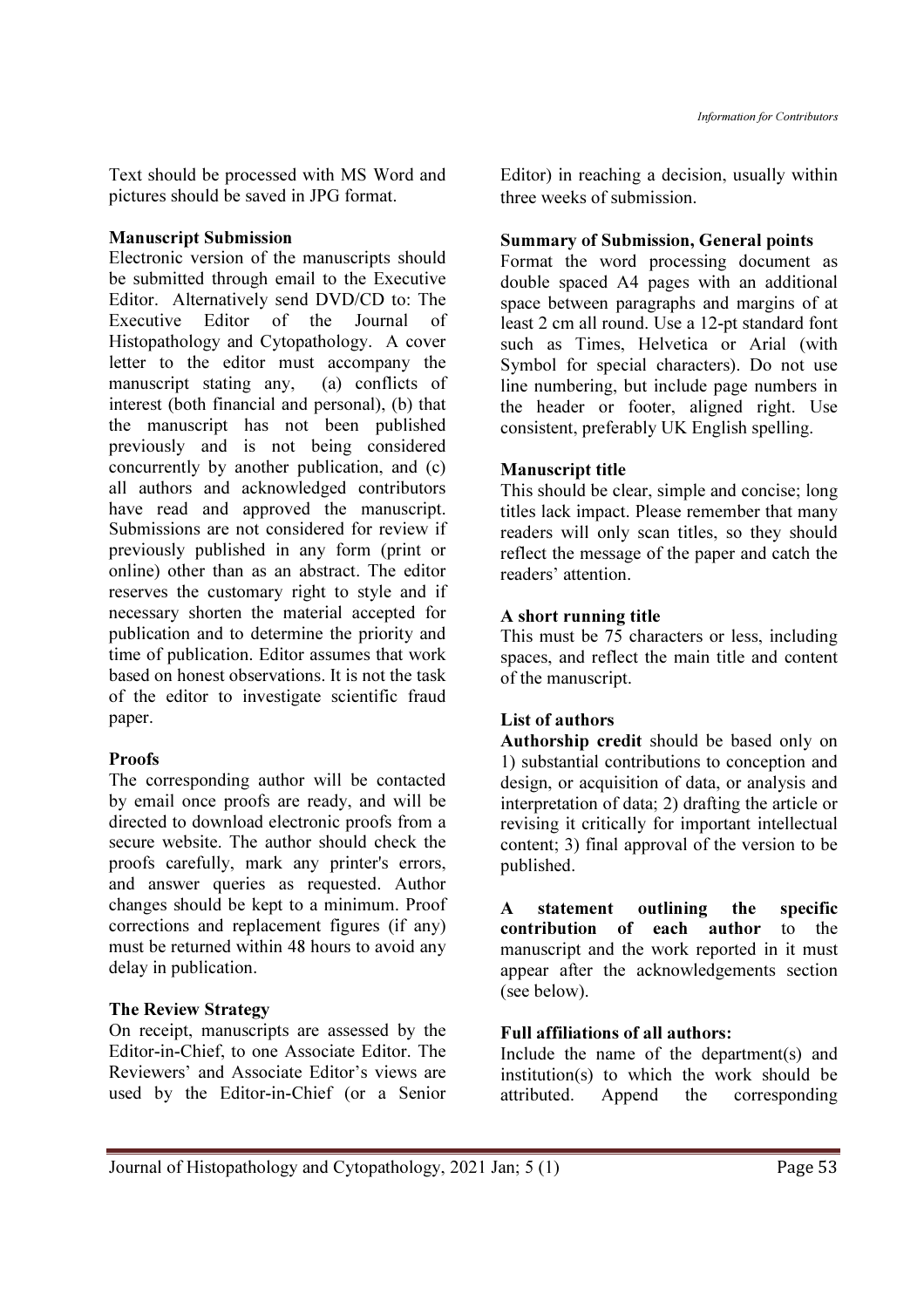Text should be processed with MS Word and pictures should be saved in JPG format.

**Manuscript Submission**

Electronic version of the manuscripts should be submitted through email to the Executive Editor. Alternatively send DVD/CD to: The Executive Editor of the Journal of Histopathology and Cytopathology. A cover letter to the editor must accompany the manuscript stating any, (a) conflicts of interest (both financial and personal), (b) that the manuscript has not been published previously and is not being considered concurrently by another publication, and (c) all authors and acknowledged contributors have read and approved the manuscript. Submissions are not considered for review if previously published in any form (print or online) other than as an abstract. The editor reserves the customary right to style and if necessary shorten the material accepted for publication and to determine the priority and time of publication. Editor assumes that work based on honest observations. It is not the task of the editor to investigate scientific fraud paper.

**Proofs**

The corresponding author will be contacted by email once proofs are ready, and will be directed to download electronic proofs from a secure website. The author should check the proofs carefully, mark any printer's errors, and answer queries as requested. Author changes should be kept to a minimum. Proof corrections and replacement figures (if any) must be returned within 48 hours to avoid any delay in publication.

**The Review Strategy**

On receipt, manuscripts are assessed by the Editor-in-Chief, to one Associate Editor. The Reviewers' and Associate Editor's views are used by the Editor-in-Chief (or a Senior Editor) in reaching a decision, usually within three weeks of submission.

**Summary of Submission, General points**

Format the word processing document as double spaced A4 pages with an additional space between paragraphs and margins of at least 2 cm all round. Use a 12-pt standard font such as Times, Helvetica or Arial (with Symbol for special characters). Do not use line numbering, but include page numbers in the header or footer, aligned right. Use consistent, preferably UK English spelling.

**Manuscript title**

This should be clear, simple and concise; long titles lack impact. Please remember that many readers will only scan titles, so they should reflect the message of the paper and catch the readers' attention.

**A short running title**

This must be 75 characters or less, including spaces, and reflect the main title and content of the manuscript.

**List of authors**

**Authorship credit** should be based only on 1) substantial contributions to conception and design, or acquisition of data, or analysis and interpretation of data; 2) drafting the article or revising it critically for important intellectual content; 3) final approval of the version to be published.

**A statement outlining the specific contribution of each author** to the manuscript and the work reported in it must appear after the acknowledgements section (see below).

**Full affiliations of all authors:**

Include the name of the department(s) and institution(s) to which the work should be attributed. Append the corresponding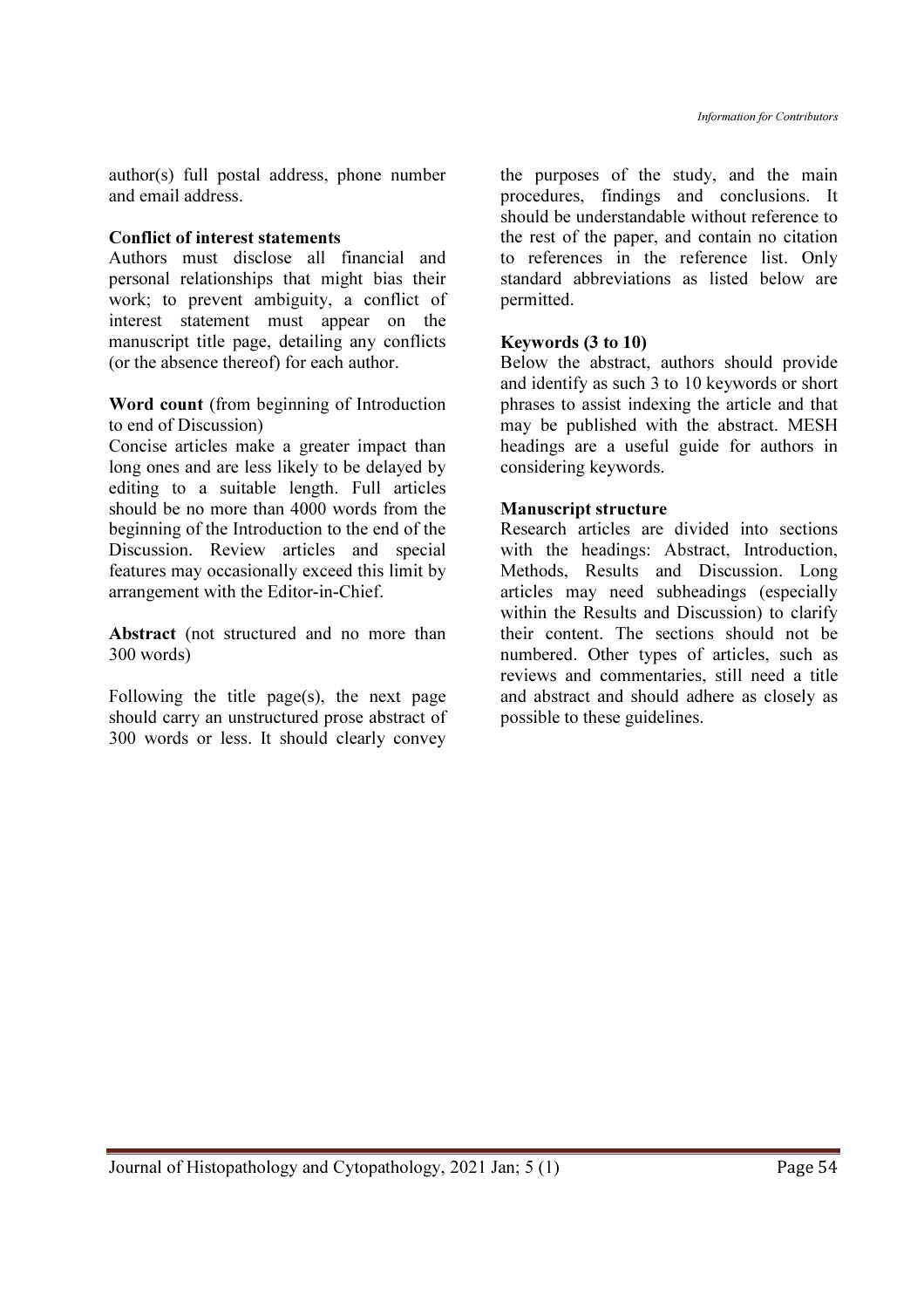author(s) full postal address, phone number and email address.

**Conflict of interest statements**

Authors must disclose all financial and personal relationships that might bias their work; to prevent ambiguity, a conflict of interest statement must appear on the manuscript title page, detailing any conflicts (or the absence thereof) for each author.

**Word count** (from beginning of Introduction to end of Discussion)

Concise articles make a greater impact than long ones and are less likely to be delayed by editing to a suitable length. Full articles should be no more than 4000 words from the beginning of the Introduction to the end of the Discussion. Review articles and special features may occasionally exceed this limit by arrangement with the Editor-in-Chief.

**Abstract** (not structured and no more than 300 words)

Following the title page(s), the next page should carry an unstructured prose abstract of 300 words or less. It should clearly convey the purposes of the study, and the main procedures, findings and conclusions. It should be understandable without reference to the rest of the paper, and contain no citation to references in the reference list. Only standard abbreviations as listed below are permitted.

**Keywords (3 to 10)**

Below the abstract, authors should provide and identify as such 3 to 10 keywords or short phrases to assist indexing the article and that may be published with the abstract. MESH headings are a useful guide for authors in considering keywords.

**Manuscript structure**

Research articles are divided into sections with the headings: Abstract, Introduction, Methods, Results and Discussion. Long articles may need subheadings (especially within the Results and Discussion) to clarify their content. The sections should not be numbered. Other types of articles, such as reviews and commentaries, still need a title and abstract and should adhere as closely as possible to these guidelines.